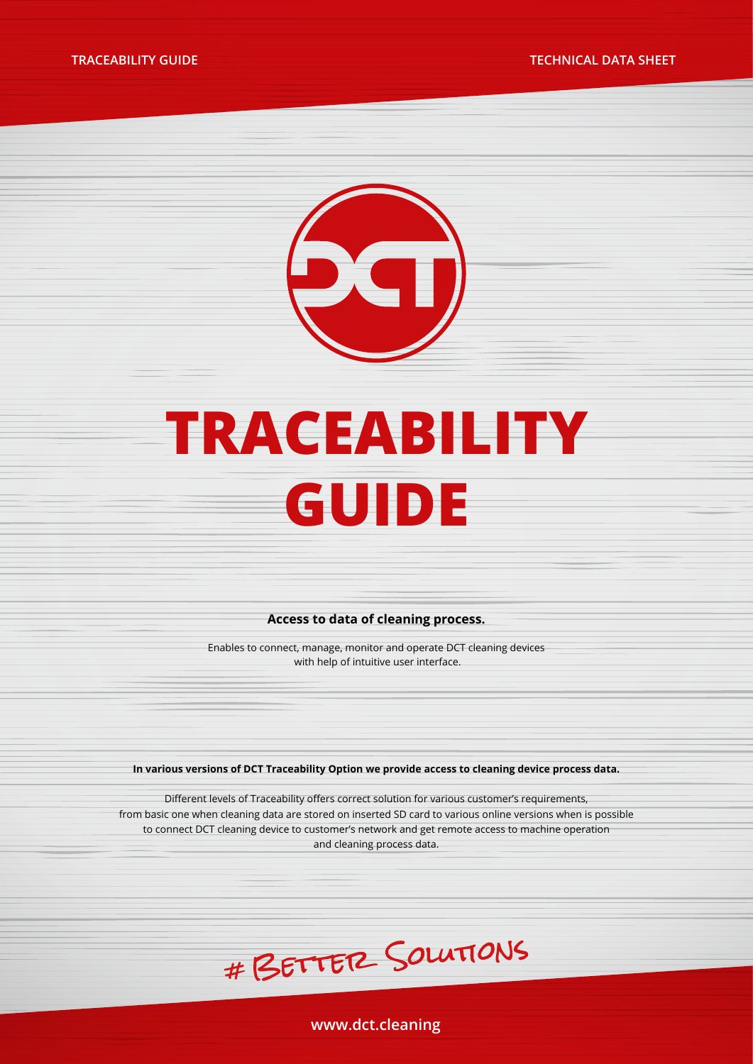# TRACEABILITY GUIDE

**Access to data of cleaning process.**

Enables to connect, manage, monitor and operate DCT cleaning devices with help of intuitive user interface.

**In various versions of DCT Traceability Option we provide access to cleaning device process data.**

Different levels of Traceability offers correct solution for various customer's requirements, from basic one when cleaning data are stored on inserted SD card to various online versions when is possible to connect DCT cleaning device to customer's network and get remote access to machine operation and cleaning process data.

# BETTER SOLUTIONS

www.dct.cleaning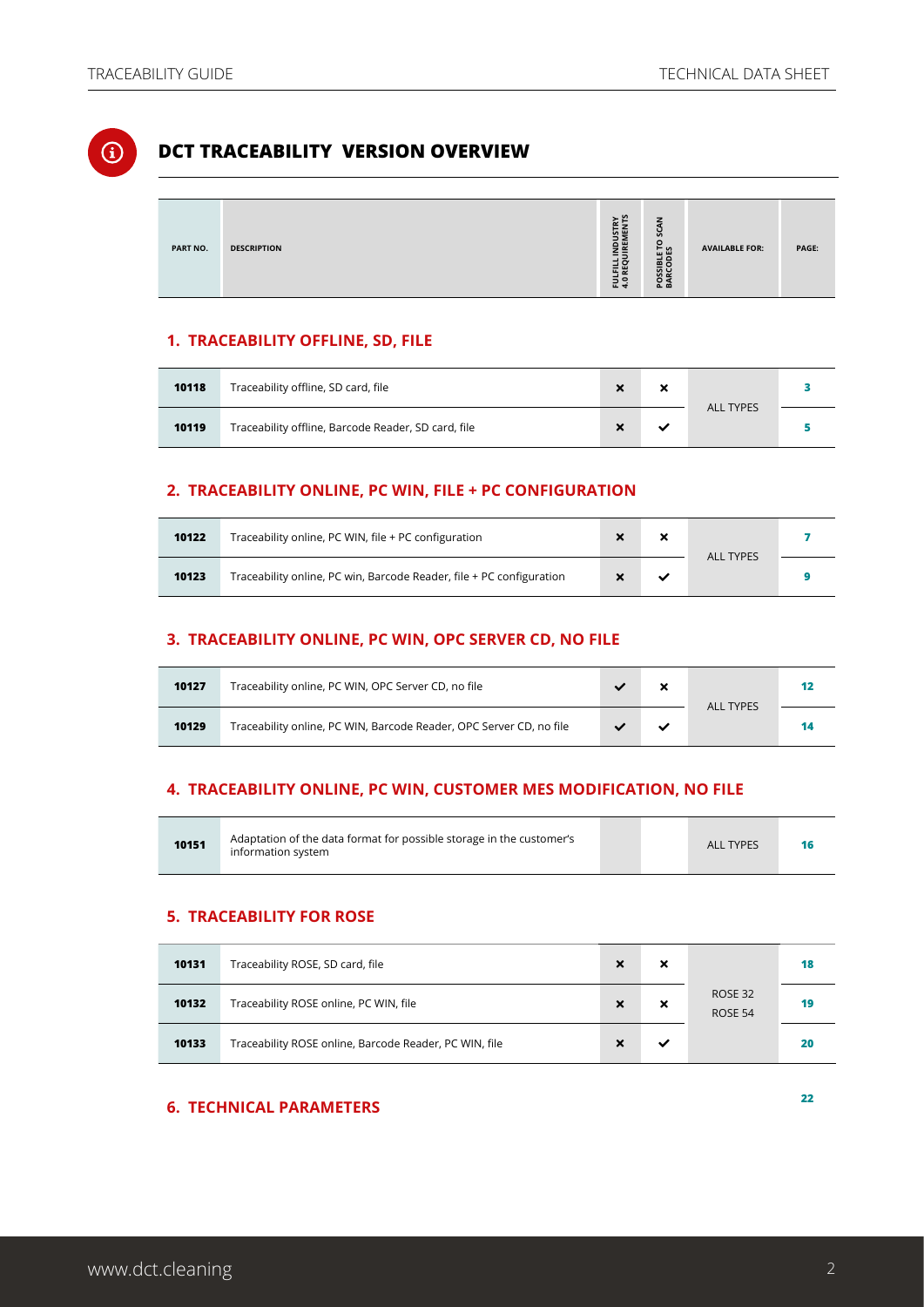# DCT TRACEABILITY VERSION OVERVIEW

| PART NO. | DESCRIPTION | FULFILL INDUSTRY 4.0 REQUIREMENTS | POSSIBLE TO SCAN BARCODES | AVAILABLE FOR: | PAGE: |
|---|---|---|---|---|---|
| **1. TRACEABILITY OFFLINE, SD, FILE** | | | | | |
| **10118** | Traceability offline, SD card, file | ✖ | ✖ | ALL TYPES | 3 |
| **10119** | Traceability offline, Barcode Reader, SD card, file | ✖ | ✔ | ALL TYPES | 5 |
| **2. TRACEABILITY ONLINE, PC WIN, FILE + PC CONFIGURATION** | | | | | |
| **10122** | Traceability online, PC WIN, file + PC configuration | ✖ | ✖ | ALL TYPES | 7 |
| **10123** | Traceability online, PC win, Barcode Reader, file + PC configuration | ✖ | ✔ | ALL TYPES | 9 |
| **3. TRACEABILITY ONLINE, PC WIN, OPC SERVER CD, NO FILE** | | | | | |
| **10127** | Traceability online, PC WIN, OPC Server CD, no file | ✔ | ✖ | ALL TYPES | 12 |
| **10129** | Traceability online, PC WIN, Barcode Reader, OPC Server CD, no file | ✔ | ✔ | ALL TYPES | 14 |
| **4. TRACEABILITY ONLINE, PC WIN, CUSTOMER MES MODIFICATION, NO FILE** | | | | | |
| **10151** | Adaptation of the data format for possible storage in the customer's information system | | | ALL TYPES | 16 |
| **5. TRACEABILITY FOR ROSE** | | | | | |
| **10131** | Traceability ROSE, SD card, file | ✖ | ✖ | ROSE 32, ROSE 54 | 18 |
| **10132** | Traceability ROSE online, PC WIN, file | ✖ | ✖ | ROSE 32, ROSE 54 | 19 |
| **10133** | Traceability ROSE online, Barcode Reader, PC WIN, file | ✖ | ✔ | ROSE 32, ROSE 54 | 20 |
| **6. TECHNICAL PARAMETERS** | | | | | 22 |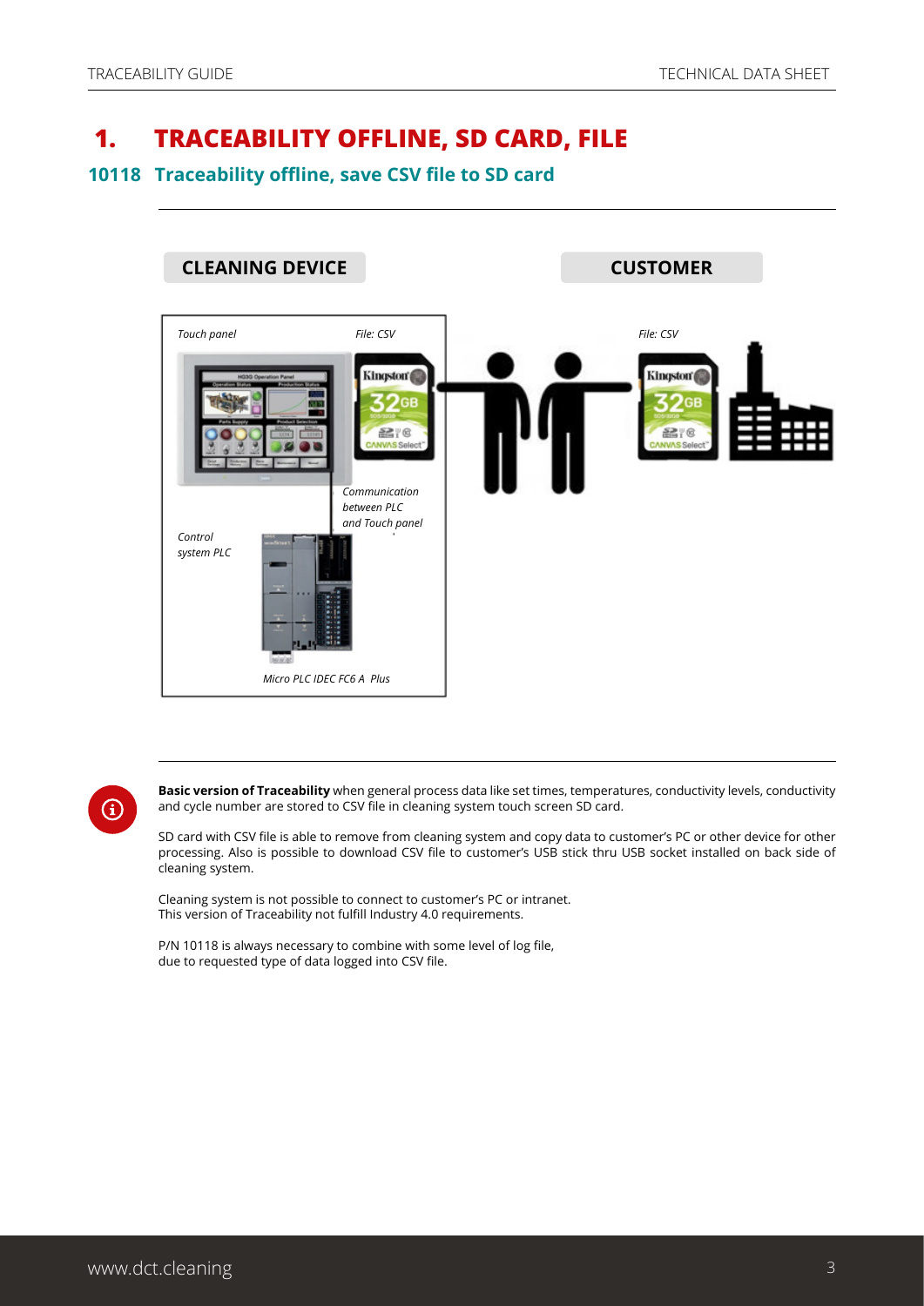# 1. TRACEABILITY OFFLINE, SD CARD, FILE

## 10118 Traceability offline, save CSV file to SD card

**CLEANING DEVICE** | **CUSTOMER**

*Touch panel*

*File: CSV*

*File: CSV*

*Communication between PLC and Touch panel*

*Control system PLC*

*Micro PLC IDEC FC6 A Plus*

**Basic version of Traceability** when general process data like set times, temperatures, conductivity levels, conductivity and cycle number are stored to CSV file in cleaning system touch screen SD card.

SD card with CSV file is able to remove from cleaning system and copy data to customer's PC or other device for other processing. Also is possible to download CSV file to customer's USB stick thru USB socket installed on back side of cleaning system.

Cleaning system is not possible to connect to customer's PC or intranet.
This version of Traceability not fulfill Industry 4.0 requirements.

P/N 10118 is always necessary to combine with some level of log file,
due to requested type of data logged into CSV file.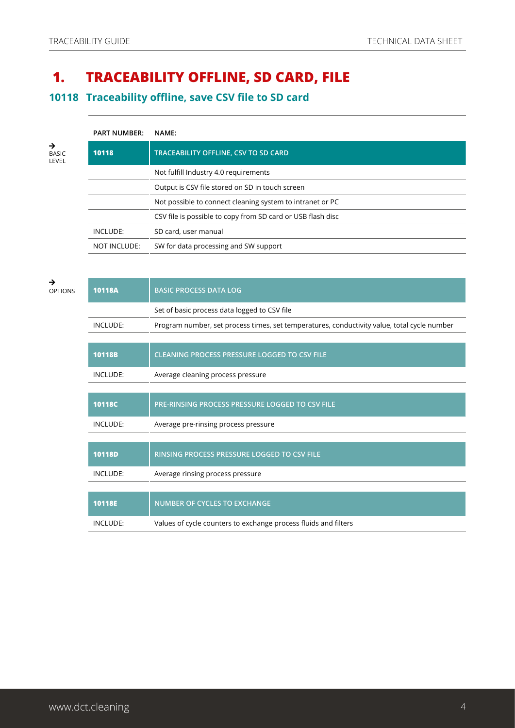# 1. TRACEABILITY OFFLINE, SD CARD, FILE

## 10118 Traceability offline, save CSV file to SD card

→ BASIC LEVEL

| PART NUMBER: | NAME: |
|---|---|
| **10118** | **TRACEABILITY OFFLINE, CSV TO SD CARD** |
| | Not fulfill Industry 4.0 requirements |
| | Output is CSV file stored on SD in touch screen |
| | Not possible to connect cleaning system to intranet or PC |
| | CSV file is possible to copy from SD card or USB flash disc |
| INCLUDE: | SD card, user manual |
| NOT INCLUDE: | SW for data processing and SW support |

→ OPTIONS

| **10118A** | **BASIC PROCESS DATA LOG** |
|---|---|
| | Set of basic process data logged to CSV file |
| INCLUDE: | Program number, set process times, set temperatures, conductivity value, total cycle number |

| **10118B** | **CLEANING PROCESS PRESSURE LOGGED TO CSV FILE** |
|---|---|
| INCLUDE: | Average cleaning process pressure |

| **10118C** | **PRE-RINSING PROCESS PRESSURE LOGGED TO CSV FILE** |
|---|---|
| INCLUDE: | Average pre-rinsing process pressure |

| **10118D** | **RINSING PROCESS PRESSURE LOGGED TO CSV FILE** |
|---|---|
| INCLUDE: | Average rinsing process pressure |

| **10118E** | **NUMBER OF CYCLES TO EXCHANGE** |
|---|---|
| INCLUDE: | Values of cycle counters to exchange process fluids and filters |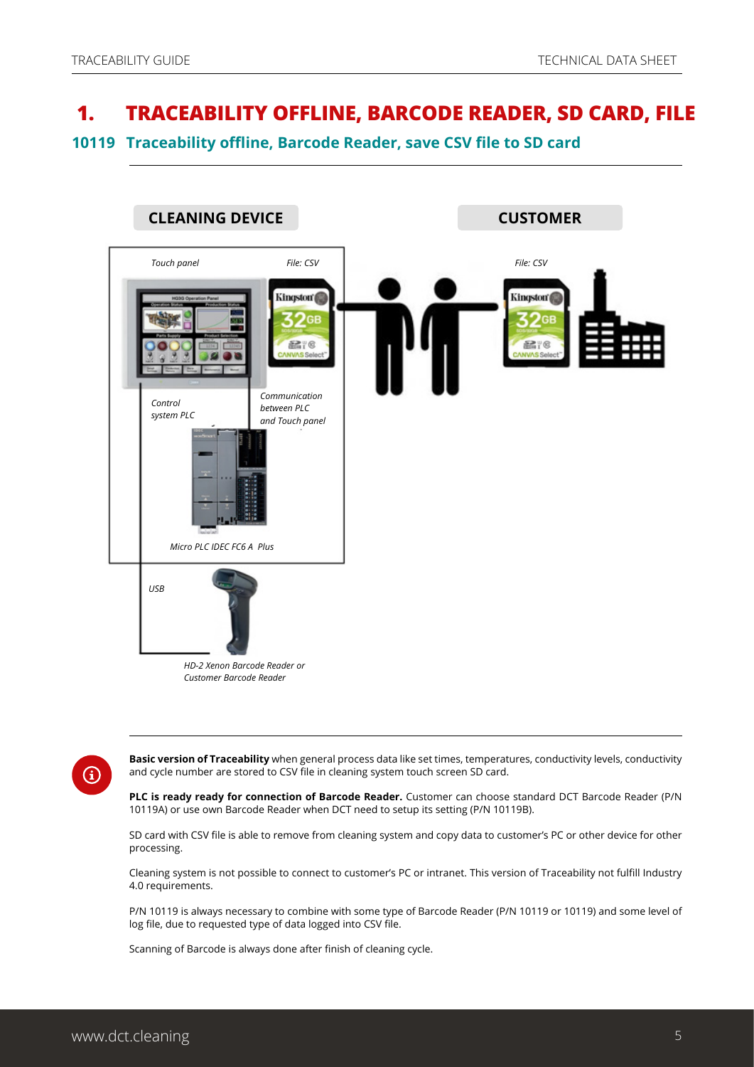# 1. TRACEABILITY OFFLINE, BARCODE READER, SD CARD, FILE

## 10119 Traceability offline, Barcode Reader, save CSV file to SD card

CLEANING DEVICE

CUSTOMER

*Touch panel*

*File: CSV*

*File: CSV*

*Control system PLC*

*Communication between PLC and Touch panel*

*Micro PLC IDEC FC6 A Plus*

*USB*

*HD-2 Xenon Barcode Reader or Customer Barcode Reader*

**Basic version of Traceability** when general process data like set times, temperatures, conductivity levels, conductivity and cycle number are stored to CSV file in cleaning system touch screen SD card.

**PLC is ready ready for connection of Barcode Reader.** Customer can choose standard DCT Barcode Reader (P/N 10119A) or use own Barcode Reader when DCT need to setup its setting (P/N 10119B).

SD card with CSV file is able to remove from cleaning system and copy data to customer's PC or other device for other processing.

Cleaning system is not possible to connect to customer's PC or intranet. This version of Traceability not fulfill Industry 4.0 requirements.

P/N 10119 is always necessary to combine with some type of Barcode Reader (P/N 10119 or 10119) and some level of log file, due to requested type of data logged into CSV file.

Scanning of Barcode is always done after finish of cleaning cycle.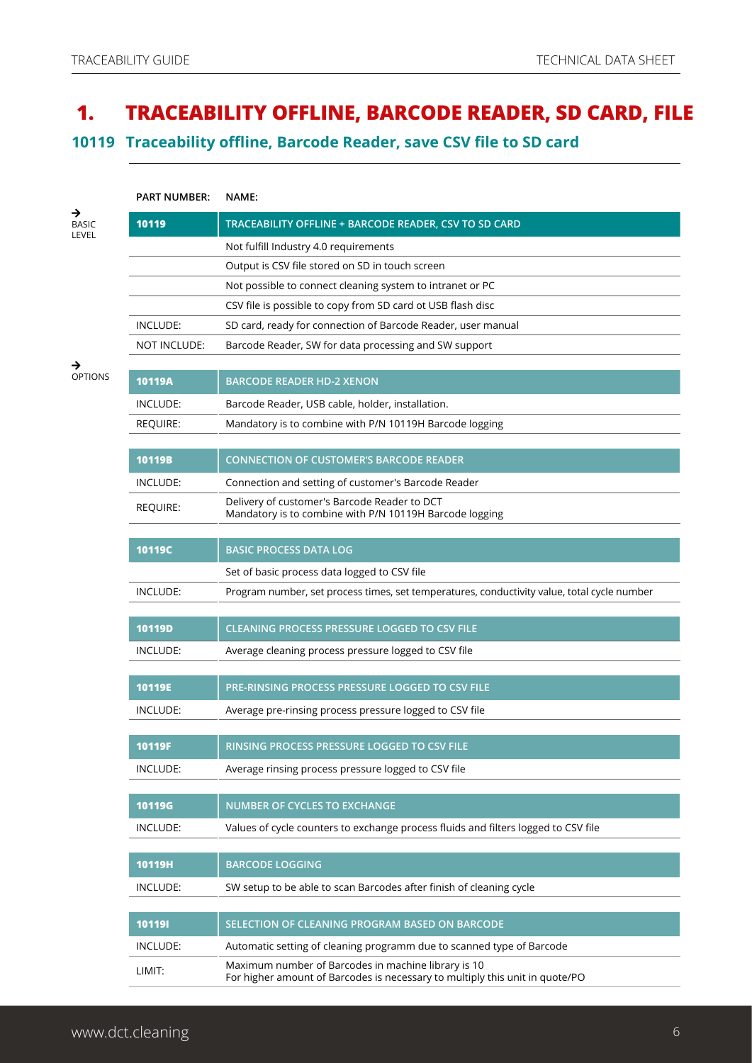# 1. TRACEABILITY OFFLINE, BARCODE READER, SD CARD, FILE

## 10119 Traceability offline, Barcode Reader, save CSV file to SD card

→ BASIC LEVEL

| PART NUMBER: | NAME: |
|---|---|
| **10119** | **TRACEABILITY OFFLINE + BARCODE READER, CSV TO SD CARD** |
| | Not fulfill Industry 4.0 requirements |
| | Output is CSV file stored on SD in touch screen |
| | Not possible to connect cleaning system to intranet or PC |
| | CSV file is possible to copy from SD card ot USB flash disc |
| INCLUDE: | SD card, ready for connection of Barcode Reader, user manual |
| NOT INCLUDE: | Barcode Reader, SW for data processing and SW support |

→ OPTIONS

| PART NUMBER: | NAME: |
|---|---|
| **10119A** | **BARCODE READER HD-2 XENON** |
| INCLUDE: | Barcode Reader, USB cable, holder, installation. |
| REQUIRE: | Mandatory is to combine with P/N 10119H Barcode logging |
| **10119B** | **CONNECTION OF CUSTOMER'S BARCODE READER** |
| INCLUDE: | Connection and setting of customer's Barcode Reader |
| REQUIRE: | Delivery of customer's Barcode Reader to DCT<br>Mandatory is to combine with P/N 10119H Barcode logging |
| **10119C** | **BASIC PROCESS DATA LOG** |
| | Set of basic process data logged to CSV file |
| INCLUDE: | Program number, set process times, set temperatures, conductivity value, total cycle number |
| **10119D** | **CLEANING PROCESS PRESSURE LOGGED TO CSV FILE** |
| INCLUDE: | Average cleaning process pressure logged to CSV file |
| **10119E** | **PRE-RINSING PROCESS PRESSURE LOGGED TO CSV FILE** |
| INCLUDE: | Average pre-rinsing process pressure logged to CSV file |
| **10119F** | **RINSING PROCESS PRESSURE LOGGED TO CSV FILE** |
| INCLUDE: | Average rinsing process pressure logged to CSV file |
| **10119G** | **NUMBER OF CYCLES TO EXCHANGE** |
| INCLUDE: | Values of cycle counters to exchange process fluids and filters logged to CSV file |
| **10119H** | **BARCODE LOGGING** |
| INCLUDE: | SW setup to be able to scan Barcodes after finish of cleaning cycle |
| **10119I** | **SELECTION OF CLEANING PROGRAM BASED ON BARCODE** |
| INCLUDE: | Automatic setting of cleaning programm due to scanned type of Barcode |
| LIMIT: | Maximum number of Barcodes in machine library is 10<br>For higher amount of Barcodes is necessary to multiply this unit in quote/PO |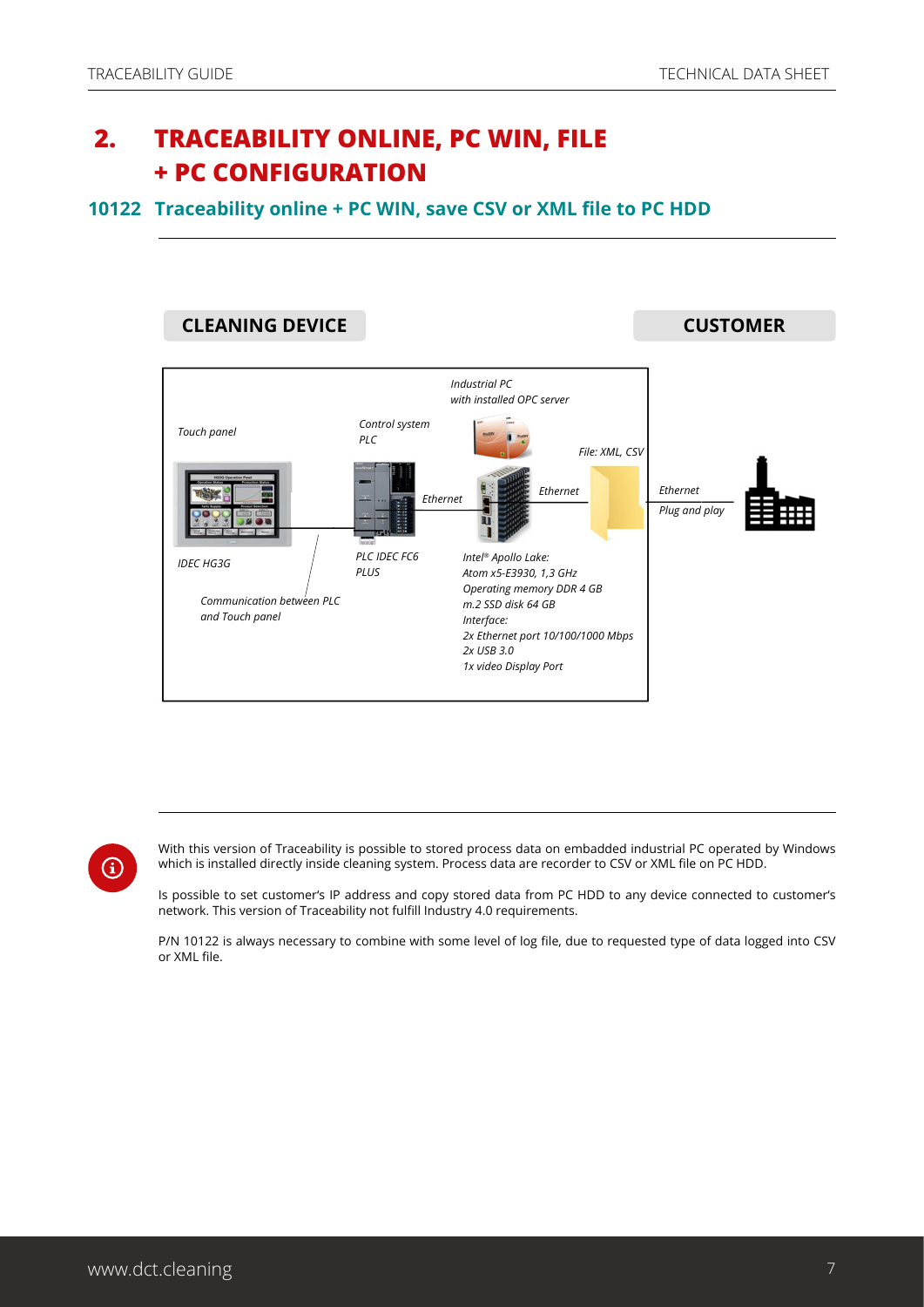# 2. TRACEABILITY ONLINE, PC WIN, FILE + PC CONFIGURATION

## 10122 Traceability online + PC WIN, save CSV or XML file to PC HDD

**CLEANING DEVICE** | **CUSTOMER**

*Industrial PC with installed OPC server*

*Touch panel*

*Control system PLC*

*File: XML, CSV*

*Ethernet*

*Ethernet*

*Ethernet*

*Plug and play*

*IDEC HG3G*

*PLC IDEC FC6 PLUS*

*Intel® Apollo Lake:*
*Atom x5-E3930, 1,3 GHz*
*Operating memory DDR 4 GB*
*m.2 SSD disk 64 GB*
*Interface:*
*2x Ethernet port 10/100/1000 Mbps*
*2x USB 3.0*
*1x video Display Port*

*Communication between PLC and Touch panel*

With this version of Traceability is possible to stored process data on embadded industrial PC operated by Windows which is installed directly inside cleaning system. Process data are recorder to CSV or XML file on PC HDD.

Is possible to set customer's IP address and copy stored data from PC HDD to any device connected to customer's network. This version of Traceability not fulfill Industry 4.0 requirements.

P/N 10122 is always necessary to combine with some level of log file, due to requested type of data logged into CSV or XML file.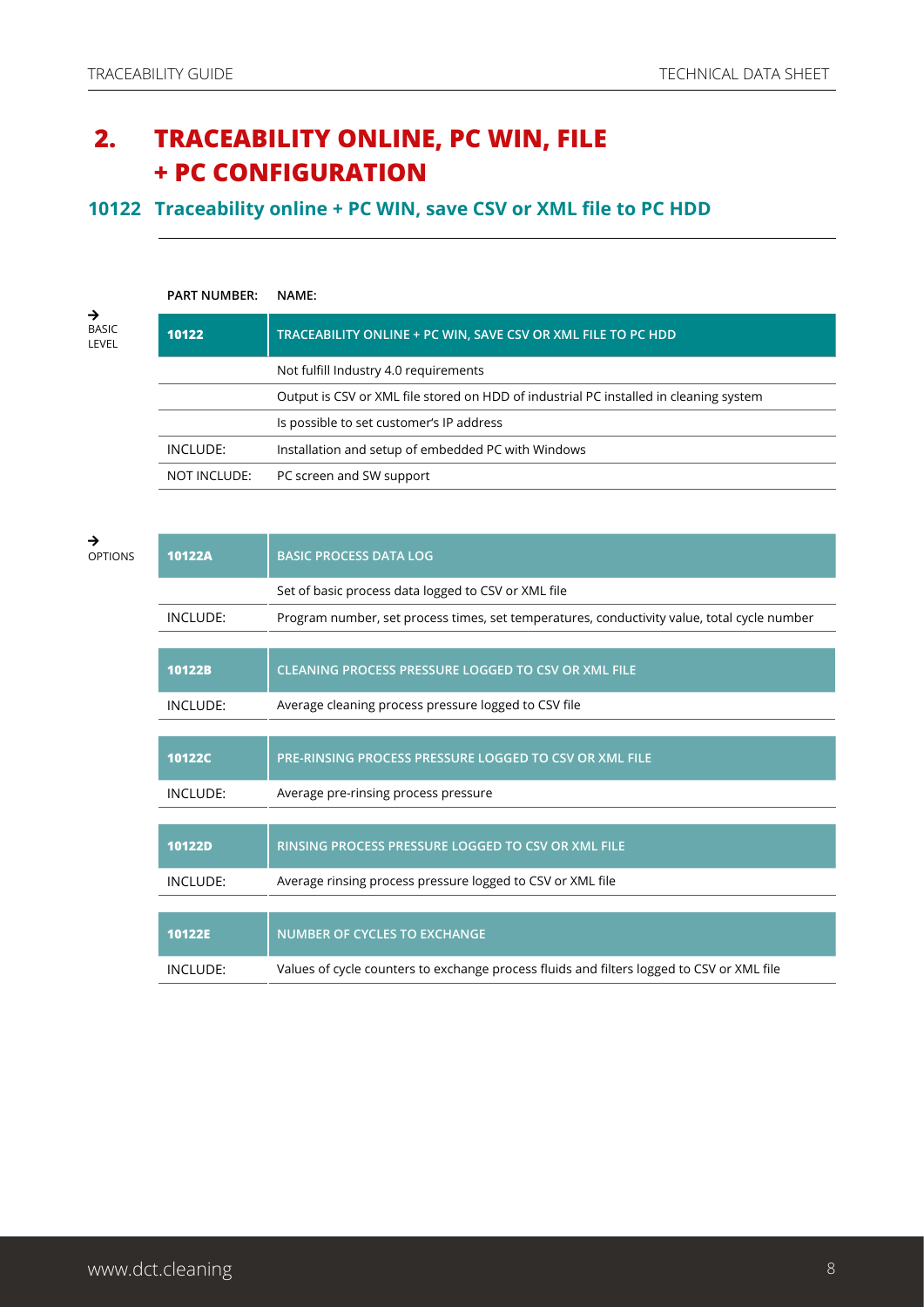# 2. TRACEABILITY ONLINE, PC WIN, FILE + PC CONFIGURATION

## 10122 Traceability online + PC WIN, save CSV or XML file to PC HDD

→ BASIC LEVEL

| PART NUMBER: | NAME: |
|---|---|
| **10122** | **TRACEABILITY ONLINE + PC WIN, SAVE CSV OR XML FILE TO PC HDD** |
| | Not fulfill Industry 4.0 requirements |
| | Output is CSV or XML file stored on HDD of industrial PC installed in cleaning system |
| | Is possible to set customer's IP address |
| INCLUDE: | Installation and setup of embedded PC with Windows |
| NOT INCLUDE: | PC screen and SW support |

→ OPTIONS

| PART NUMBER | NAME |
|---|---|
| **10122A** | **BASIC PROCESS DATA LOG** |
| | Set of basic process data logged to CSV or XML file |
| INCLUDE: | Program number, set process times, set temperatures, conductivity value, total cycle number |
| **10122B** | **CLEANING PROCESS PRESSURE LOGGED TO CSV OR XML FILE** |
| INCLUDE: | Average cleaning process pressure logged to CSV file |
| **10122C** | **PRE-RINSING PROCESS PRESSURE LOGGED TO CSV OR XML FILE** |
| INCLUDE: | Average pre-rinsing process pressure |
| **10122D** | **RINSING PROCESS PRESSURE LOGGED TO CSV OR XML FILE** |
| INCLUDE: | Average rinsing process pressure logged to CSV or XML file |
| **10122E** | **NUMBER OF CYCLES TO EXCHANGE** |
| INCLUDE: | Values of cycle counters to exchange process fluids and filters logged to CSV or XML file |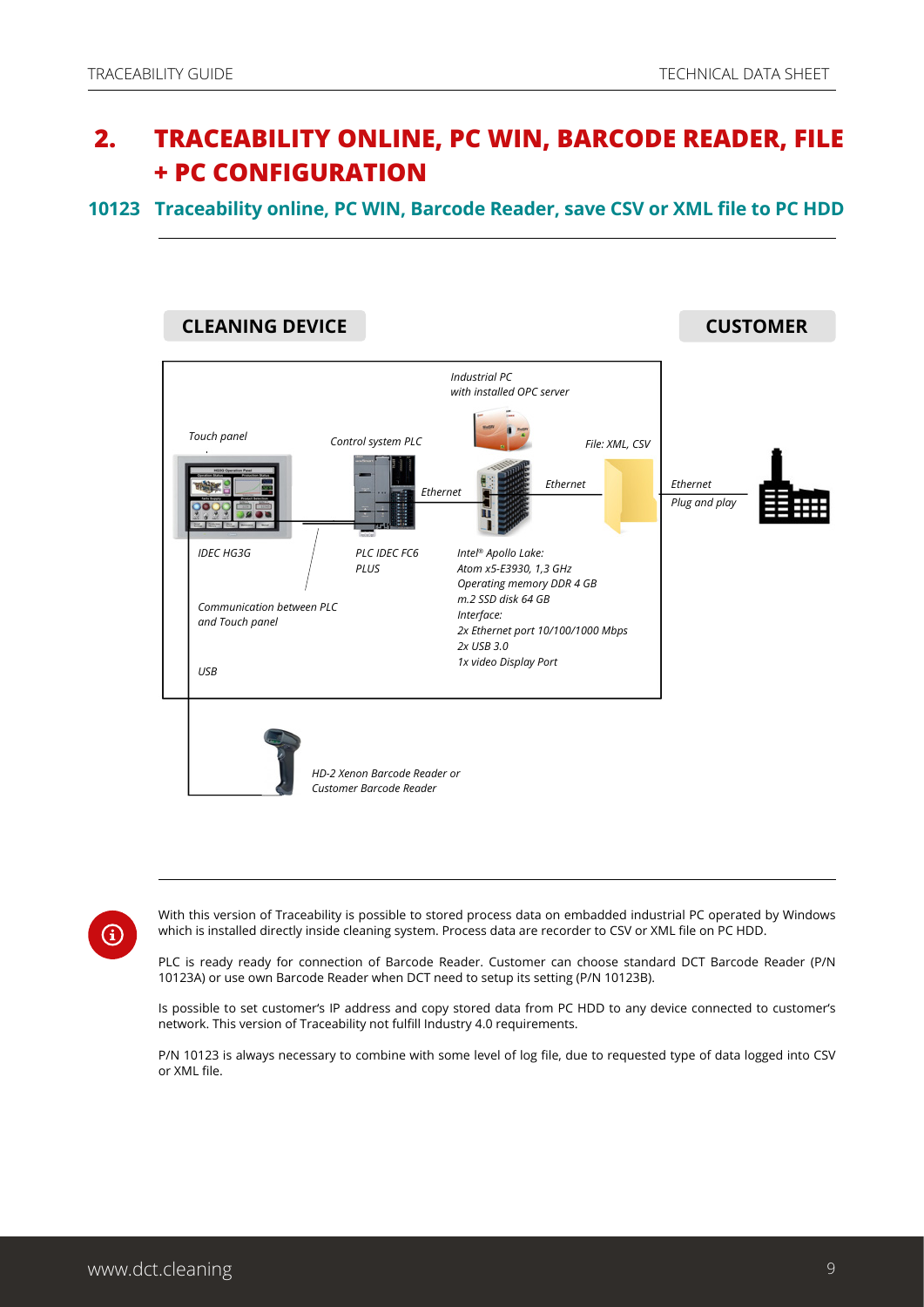# 2. TRACEABILITY ONLINE, PC WIN, BARCODE READER, FILE + PC CONFIGURATION

## 10123 Traceability online, PC WIN, Barcode Reader, save CSV or XML file to PC HDD

**CLEANING DEVICE**

**CUSTOMER**

*Industrial PC with installed OPC server*

*Touch panel*

*Control system PLC*

*File: XML, CSV*

*Ethernet*

*Ethernet*

*Ethernet*
*Plug and play*

*IDEC HG3G*

*PLC IDEC FC6 PLUS*

*Intel® Apollo Lake:*
*Atom x5-E3930, 1,3 GHz*
*Operating memory DDR 4 GB*
*m.2 SSD disk 64 GB*
*Interface:*
*2x Ethernet port 10/100/1000 Mbps*
*2x USB 3.0*
*1x video Display Port*

*Communication between PLC and Touch panel*

*USB*

*HD-2 Xenon Barcode Reader or Customer Barcode Reader*

With this version of Traceability is possible to stored process data on embadded industrial PC operated by Windows which is installed directly inside cleaning system. Process data are recorder to CSV or XML file on PC HDD.

PLC is ready ready for connection of Barcode Reader. Customer can choose standard DCT Barcode Reader (P/N 10123A) or use own Barcode Reader when DCT need to setup its setting (P/N 10123B).

Is possible to set customer's IP address and copy stored data from PC HDD to any device connected to customer's network. This version of Traceability not fulfill Industry 4.0 requirements.

P/N 10123 is always necessary to combine with some level of log file, due to requested type of data logged into CSV or XML file.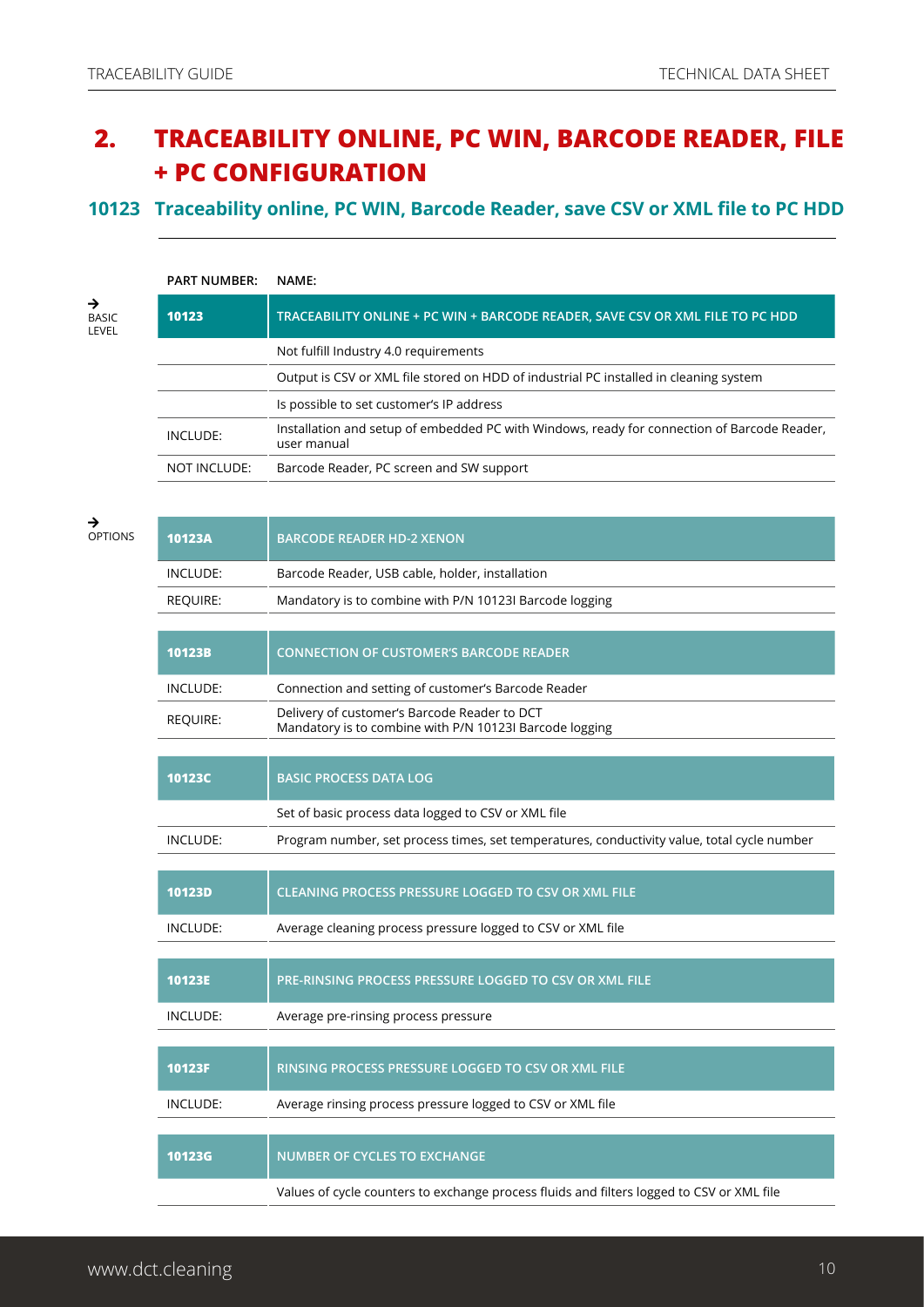# 2. TRACEABILITY ONLINE, PC WIN, BARCODE READER, FILE + PC CONFIGURATION

## 10123 Traceability online, PC WIN, Barcode Reader, save CSV or XML file to PC HDD

→ BASIC LEVEL

| PART NUMBER: | NAME: |
|---|---|
| **10123** | **TRACEABILITY ONLINE + PC WIN + BARCODE READER, SAVE CSV OR XML FILE TO PC HDD** |
| | Not fulfill Industry 4.0 requirements |
| | Output is CSV or XML file stored on HDD of industrial PC installed in cleaning system |
| | Is possible to set customer's IP address |
| INCLUDE: | Installation and setup of embedded PC with Windows, ready for connection of Barcode Reader, user manual |
| NOT INCLUDE: | Barcode Reader, PC screen and SW support |

→ OPTIONS

| **10123A** | **BARCODE READER HD-2 XENON** |
|---|---|
| INCLUDE: | Barcode Reader, USB cable, holder, installation |
| REQUIRE: | Mandatory is to combine with P/N 10123I Barcode logging |

| **10123B** | **CONNECTION OF CUSTOMER'S BARCODE READER** |
|---|---|
| INCLUDE: | Connection and setting of customer's Barcode Reader |
| REQUIRE: | Delivery of customer's Barcode Reader to DCT<br>Mandatory is to combine with P/N 10123I Barcode logging |

| **10123C** | **BASIC PROCESS DATA LOG** |
|---|---|
| | Set of basic process data logged to CSV or XML file |
| INCLUDE: | Program number, set process times, set temperatures, conductivity value, total cycle number |

| **10123D** | **CLEANING PROCESS PRESSURE LOGGED TO CSV OR XML FILE** |
|---|---|
| INCLUDE: | Average cleaning process pressure logged to CSV or XML file |

| **10123E** | **PRE-RINSING PROCESS PRESSURE LOGGED TO CSV OR XML FILE** |
|---|---|
| INCLUDE: | Average pre-rinsing process pressure |

| **10123F** | **RINSING PROCESS PRESSURE LOGGED TO CSV OR XML FILE** |
|---|---|
| INCLUDE: | Average rinsing process pressure logged to CSV or XML file |

| **10123G** | **NUMBER OF CYCLES TO EXCHANGE** |
|---|---|
| | Values of cycle counters to exchange process fluids and filters logged to CSV or XML file |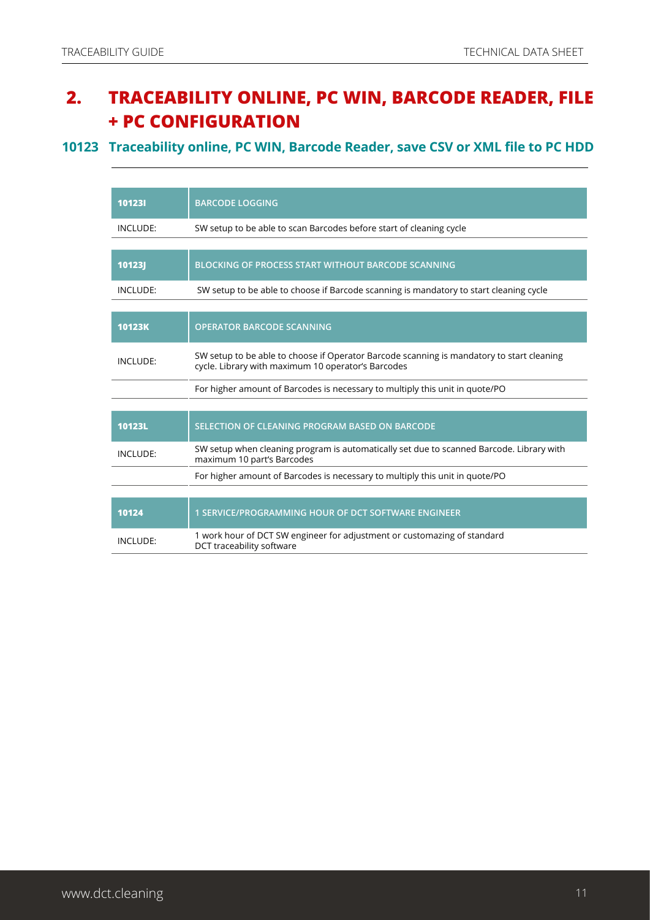# 2. TRACEABILITY ONLINE, PC WIN, BARCODE READER, FILE + PC CONFIGURATION

## 10123 Traceability online, PC WIN, Barcode Reader, save CSV or XML file to PC HDD

| **10123I** | **BARCODE LOGGING** |
|---|---|
| INCLUDE: | SW setup to be able to scan Barcodes before start of cleaning cycle |

| **10123J** | **BLOCKING OF PROCESS START WITHOUT BARCODE SCANNING** |
|---|---|
| INCLUDE: | SW setup to be able to choose if Barcode scanning is mandatory to start cleaning cycle |

| **10123K** | **OPERATOR BARCODE SCANNING** |
|---|---|
| INCLUDE: | SW setup to be able to choose if Operator Barcode scanning is mandatory to start cleaning cycle. Library with maximum 10 operator's Barcodes |
| | For higher amount of Barcodes is necessary to multiply this unit in quote/PO |

| **10123L** | **SELECTION OF CLEANING PROGRAM BASED ON BARCODE** |
|---|---|
| INCLUDE: | SW setup when cleaning program is automatically set due to scanned Barcode. Library with maximum 10 part's Barcodes |
| | For higher amount of Barcodes is necessary to multiply this unit in quote/PO |

| **10124** | **1 SERVICE/PROGRAMMING HOUR OF DCT SOFTWARE ENGINEER** |
|---|---|
| INCLUDE: | 1 work hour of DCT SW engineer for adjustment or customazing of standard DCT traceability software |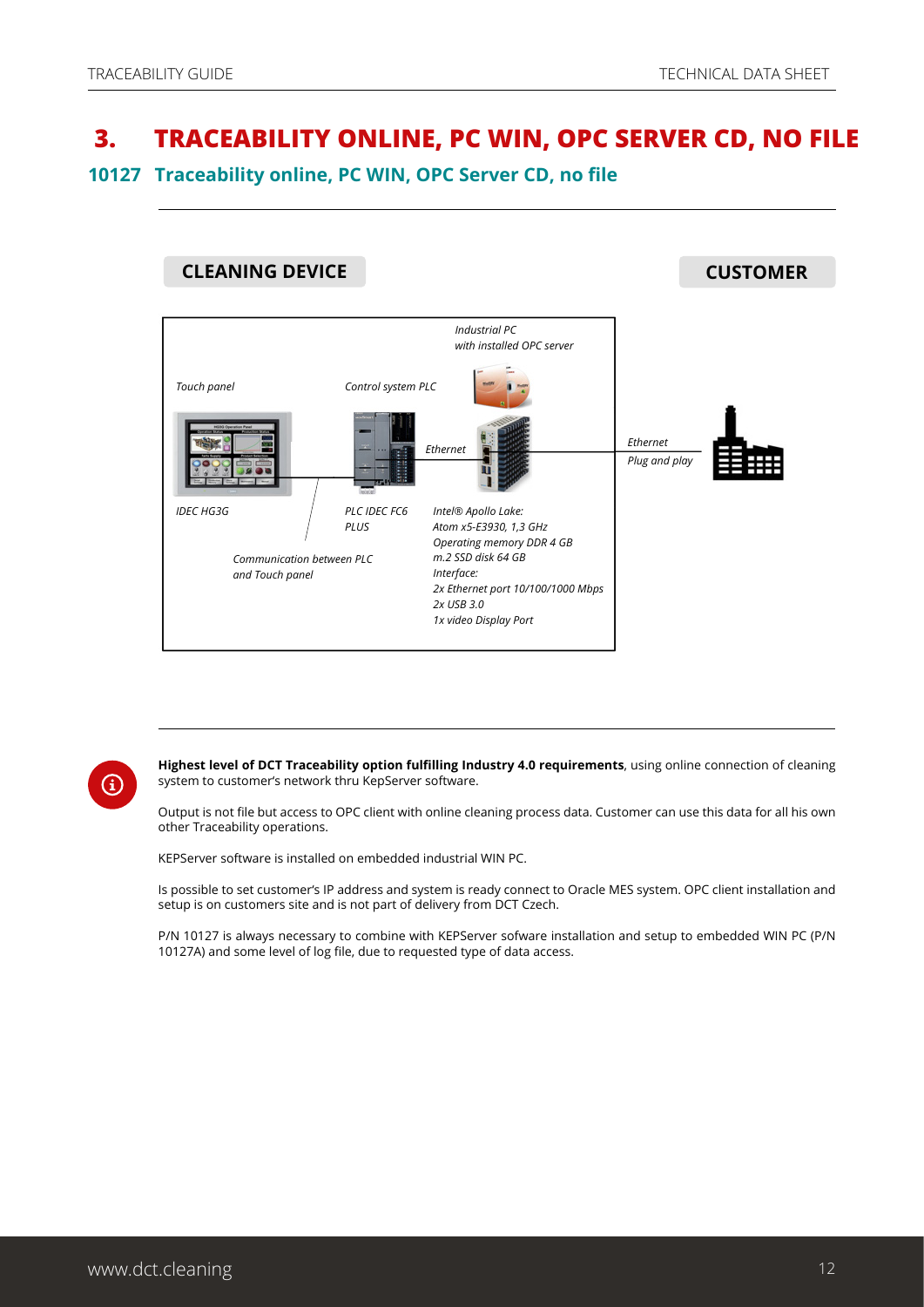# 3. TRACEABILITY ONLINE, PC WIN, OPC SERVER CD, NO FILE

## 10127 Traceability online, PC WIN, OPC Server CD, no file

**CLEANING DEVICE**

**CUSTOMER**

*Industrial PC with installed OPC server*

*Touch panel*

*Control system PLC*

*Ethernet*

*Ethernet*
*Plug and play*

*IDEC HG3G*

*PLC IDEC FC6 PLUS*

*Intel® Apollo Lake:*
*Atom x5-E3930, 1,3 GHz*
*Operating memory DDR 4 GB*
*m.2 SSD disk 64 GB*
*Interface:*
*2x Ethernet port 10/100/1000 Mbps*
*2x USB 3.0*
*1x video Display Port*

*Communication between PLC and Touch panel*

**Highest level of DCT Traceability option fulfilling Industry 4.0 requirements**, using online connection of cleaning system to customer's network thru KepServer software.

Output is not file but access to OPC client with online cleaning process data. Customer can use this data for all his own other Traceability operations.

KEPServer software is installed on embedded industrial WIN PC.

Is possible to set customer's IP address and system is ready connect to Oracle MES system. OPC client installation and setup is on customers site and is not part of delivery from DCT Czech.

P/N 10127 is always necessary to combine with KEPServer sofware installation and setup to embedded WIN PC (P/N 10127A) and some level of log file, due to requested type of data access.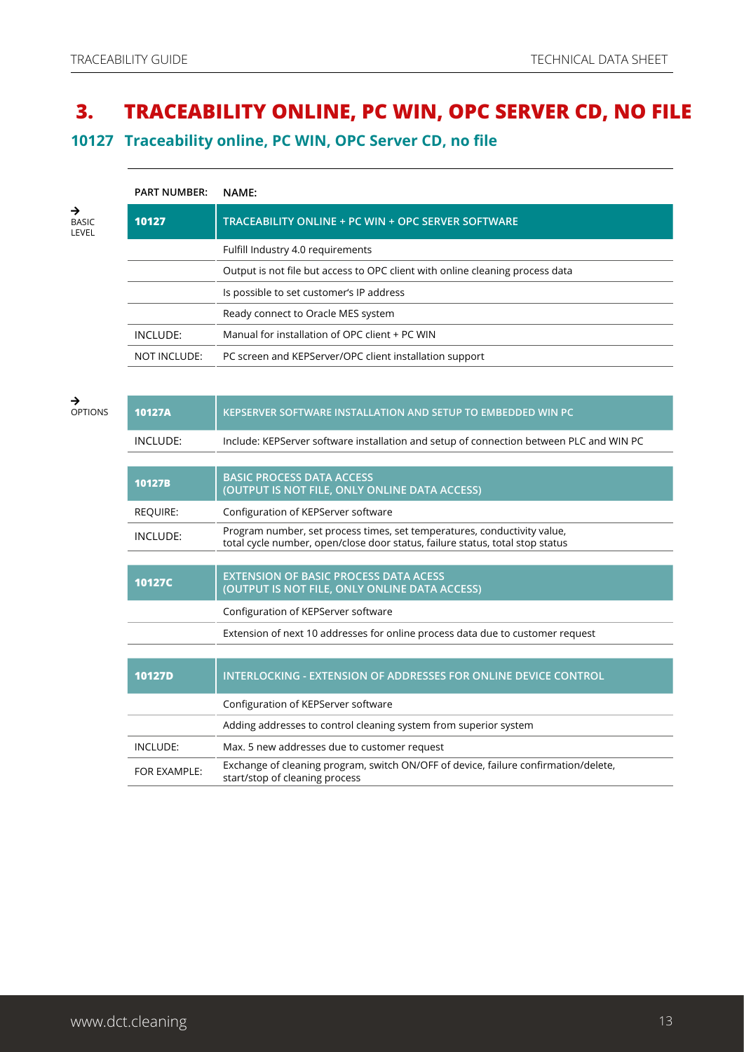# 3. TRACEABILITY ONLINE, PC WIN, OPC SERVER CD, NO FILE

## 10127 Traceability online, PC WIN, OPC Server CD, no file

→ BASIC LEVEL

| PART NUMBER: | NAME: |
|---|---|
| **10127** | **TRACEABILITY ONLINE + PC WIN + OPC SERVER SOFTWARE** |
| | Fulfill Industry 4.0 requirements |
| | Output is not file but access to OPC client with online cleaning process data |
| | Is possible to set customer's IP address |
| | Ready connect to Oracle MES system |
| INCLUDE: | Manual for installation of OPC client + PC WIN |
| NOT INCLUDE: | PC screen and KEPServer/OPC client installation support |

→ OPTIONS

| | |
|---|---|
| **10127A** | **KEPSERVER SOFTWARE INSTALLATION AND SETUP TO EMBEDDED WIN PC** |
| INCLUDE: | Include: KEPServer software installation and setup of connection between PLC and WIN PC |

| | |
|---|---|
| **10127B** | **BASIC PROCESS DATA ACCESS (OUTPUT IS NOT FILE, ONLY ONLINE DATA ACCESS)** |
| REQUIRE: | Configuration of KEPServer software |
| INCLUDE: | Program number, set process times, set temperatures, conductivity value, total cycle number, open/close door status, failure status, total stop status |

| | |
|---|---|
| **10127C** | **EXTENSION OF BASIC PROCESS DATA ACESS (OUTPUT IS NOT FILE, ONLY ONLINE DATA ACCESS)** |
| | Configuration of KEPServer software |
| | Extension of next 10 addresses for online process data due to customer request |

| | |
|---|---|
| **10127D** | **INTERLOCKING - EXTENSION OF ADDRESSES FOR ONLINE DEVICE CONTROL** |
| | Configuration of KEPServer software |
| | Adding addresses to control cleaning system from superior system |
| INCLUDE: | Max. 5 new addresses due to customer request |
| FOR EXAMPLE: | Exchange of cleaning program, switch ON/OFF of device, failure confirmation/delete, start/stop of cleaning process |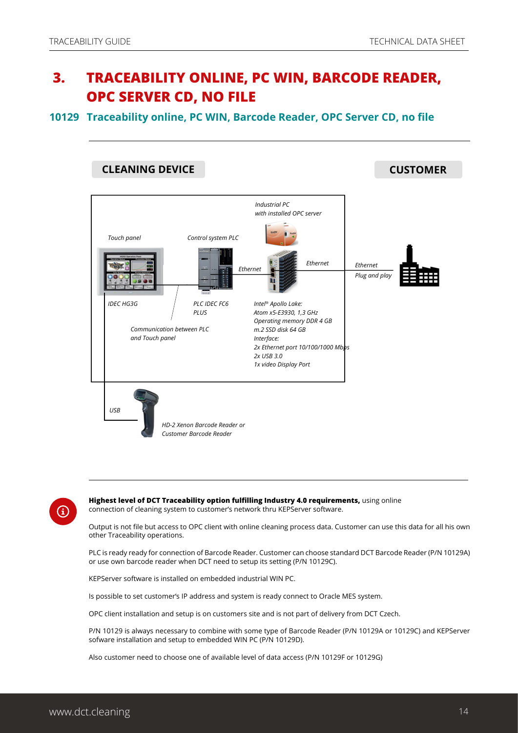# 3. TRACEABILITY ONLINE, PC WIN, BARCODE READER, OPC SERVER CD, NO FILE

## 10129 Traceability online, PC WIN, Barcode Reader, OPC Server CD, no file

**CLEANING DEVICE**

**CUSTOMER**

*Industrial PC with installed OPC server*

*Touch panel*

*Control system PLC*

*Ethernet*

*Ethernet*

*Ethernet Plug and play*

*IDEC HG3G*

*PLC IDEC FC6 PLUS*

*Communication between PLC and Touch panel*

*Intel® Apollo Lake: Atom x5-E3930, 1,3 GHz Operating memory DDR 4 GB m.2 SSD disk 64 GB Interface: 2x Ethernet port 10/100/1000 Mbps 2x USB 3.0 1x video Display Port*

*USB*

*HD-2 Xenon Barcode Reader or Customer Barcode Reader*

**Highest level of DCT Traceability option fulfilling Industry 4.0 requirements,** using online connection of cleaning system to customer's network thru KEPServer software.

Output is not file but access to OPC client with online cleaning process data. Customer can use this data for all his own other Traceability operations.

PLC is ready ready for connection of Barcode Reader. Customer can choose standard DCT Barcode Reader (P/N 10129A) or use own barcode reader when DCT need to setup its setting (P/N 10129C).

KEPServer software is installed on embedded industrial WIN PC.

Is possible to set customer's IP address and system is ready connect to Oracle MES system.

OPC client installation and setup is on customers site and is not part of delivery from DCT Czech.

P/N 10129 is always necessary to combine with some type of Barcode Reader (P/N 10129A or 10129C) and KEPServer sofware installation and setup to embedded WIN PC (P/N 10129D).

Also customer need to choose one of available level of data access (P/N 10129F or 10129G)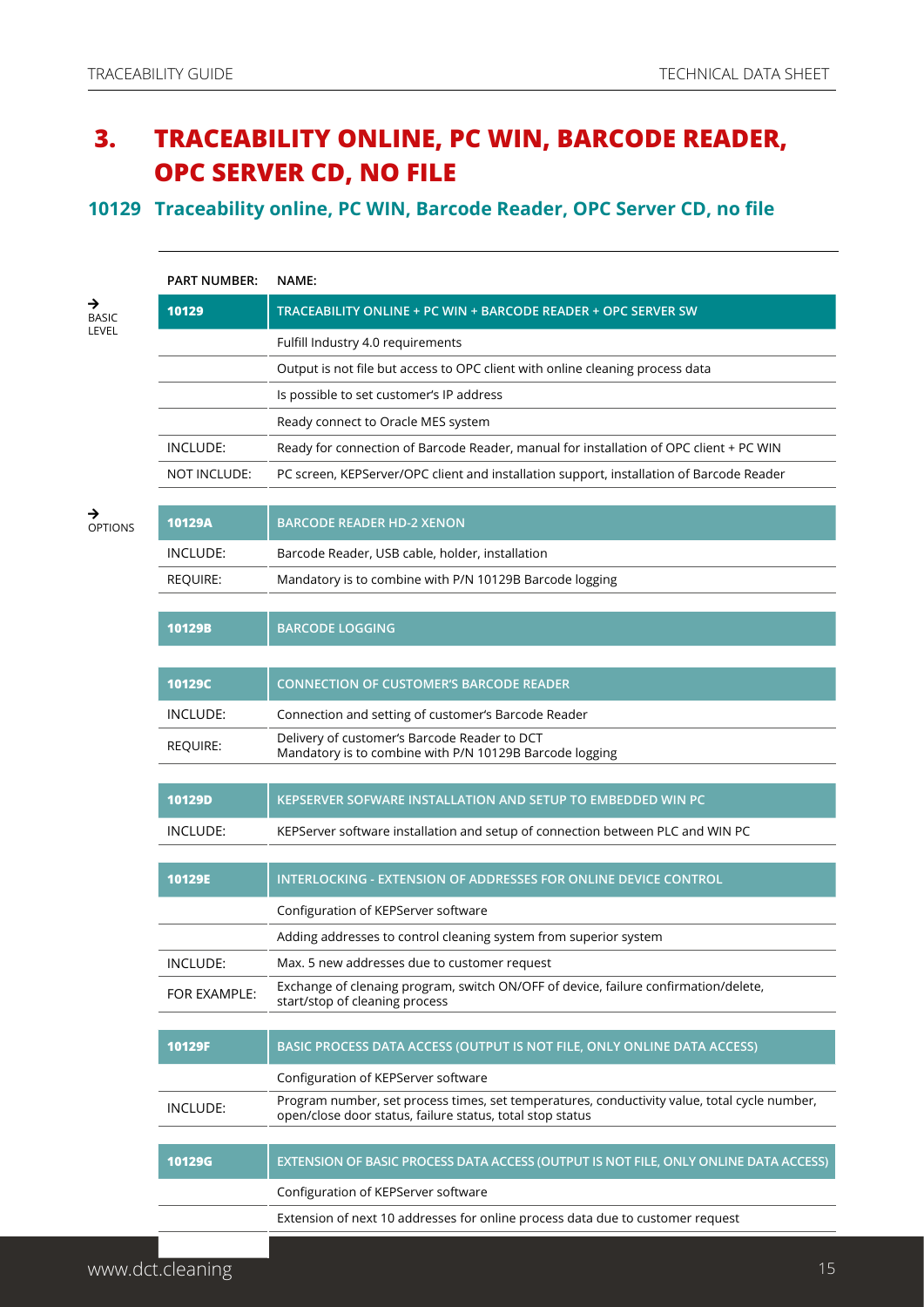# 3. TRACEABILITY ONLINE, PC WIN, BARCODE READER, OPC SERVER CD, NO FILE

## 10129 Traceability online, PC WIN, Barcode Reader, OPC Server CD, no file

| | PART NUMBER: | NAME: |
|---|---|---|
| → BASIC LEVEL | **10129** | **TRACEABILITY ONLINE + PC WIN + BARCODE READER + OPC SERVER SW** |
| | | Fulfill Industry 4.0 requirements |
| | | Output is not file but access to OPC client with online cleaning process data |
| | | Is possible to set customer's IP address |
| | | Ready connect to Oracle MES system |
| | INCLUDE: | Ready for connection of Barcode Reader, manual for installation of OPC client + PC WIN |
| | NOT INCLUDE: | PC screen, KEPServer/OPC client and installation support, installation of Barcode Reader |
| → OPTIONS | **10129A** | **BARCODE READER HD-2 XENON** |
| | INCLUDE: | Barcode Reader, USB cable, holder, installation |
| | REQUIRE: | Mandatory is to combine with P/N 10129B Barcode logging |
| | **10129B** | **BARCODE LOGGING** |
| | **10129C** | **CONNECTION OF CUSTOMER'S BARCODE READER** |
| | INCLUDE: | Connection and setting of customer's Barcode Reader |
| | REQUIRE: | Delivery of customer's Barcode Reader to DCT<br>Mandatory is to combine with P/N 10129B Barcode logging |
| | **10129D** | **KEPSERVER SOFWARE INSTALLATION AND SETUP TO EMBEDDED WIN PC** |
| | INCLUDE: | KEPServer software installation and setup of connection between PLC and WIN PC |
| | **10129E** | **INTERLOCKING - EXTENSION OF ADDRESSES FOR ONLINE DEVICE CONTROL** |
| | | Configuration of KEPServer software |
| | | Adding addresses to control cleaning system from superior system |
| | INCLUDE: | Max. 5 new addresses due to customer request |
| | FOR EXAMPLE: | Exchange of clenaing program, switch ON/OFF of device, failure confirmation/delete, start/stop of cleaning process |
| | **10129F** | **BASIC PROCESS DATA ACCESS (OUTPUT IS NOT FILE, ONLY ONLINE DATA ACCESS)** |
| | | Configuration of KEPServer software |
| | INCLUDE: | Program number, set process times, set temperatures, conductivity value, total cycle number, open/close door status, failure status, total stop status |
| | **10129G** | **EXTENSION OF BASIC PROCESS DATA ACCESS (OUTPUT IS NOT FILE, ONLY ONLINE DATA ACCESS)** |
| | | Configuration of KEPServer software |
| | | Extension of next 10 addresses for online process data due to customer request |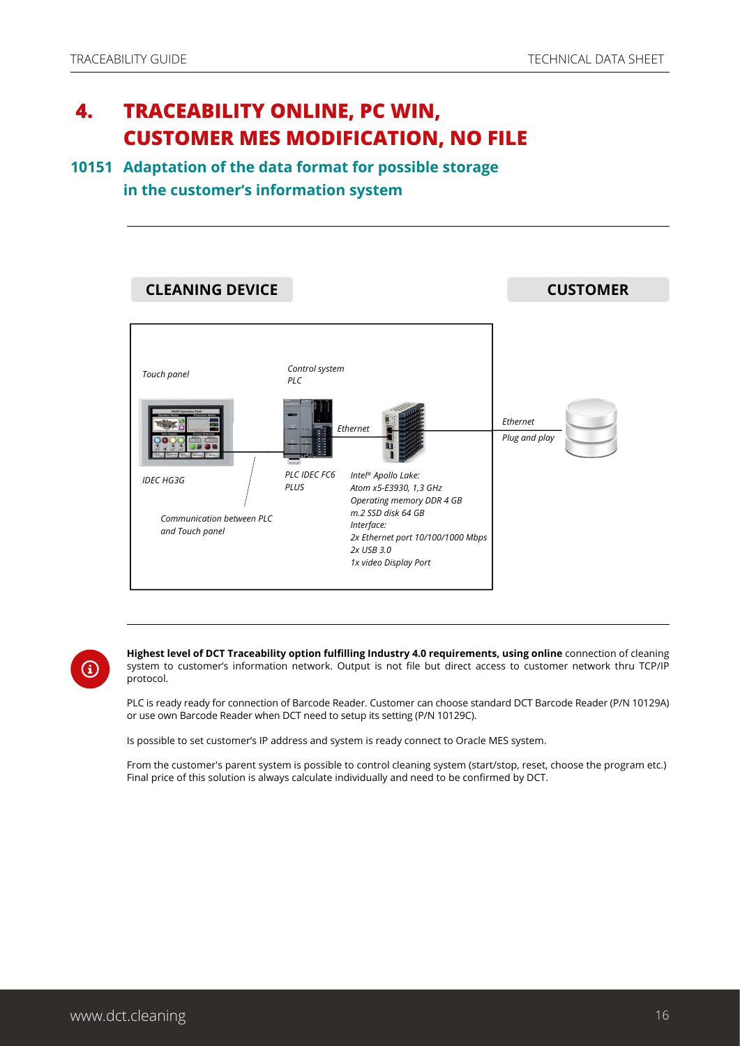# 4. TRACEABILITY ONLINE, PC WIN, CUSTOMER MES MODIFICATION, NO FILE

## 10151 Adaptation of the data format for possible storage in the customer's information system

**CLEANING DEVICE** | **CUSTOMER**

*Touch panel*

*Control system PLC*

*Ethernet*

*Ethernet*
*Plug and play*

*IDEC HG3G*

*PLC IDEC FC6 PLUS*

*Intel® Apollo Lake:*
*Atom x5-E3930, 1,3 GHz*
*Operating memory DDR 4 GB*
*m.2 SSD disk 64 GB*
*Interface:*
*2x Ethernet port 10/100/1000 Mbps*
*2x USB 3.0*
*1x video Display Port*

*Communication between PLC and Touch panel*

**Highest level of DCT Traceability option fulfilling Industry 4.0 requirements, using online** connection of cleaning system to customer's information network. Output is not file but direct access to customer network thru TCP/IP protocol.

PLC is ready ready for connection of Barcode Reader. Customer can choose standard DCT Barcode Reader (P/N 10129A) or use own Barcode Reader when DCT need to setup its setting (P/N 10129C).

Is possible to set customer's IP address and system is ready connect to Oracle MES system.

From the customer's parent system is possible to control cleaning system (start/stop, reset, choose the program etc.) Final price of this solution is always calculate individually and need to be confirmed by DCT.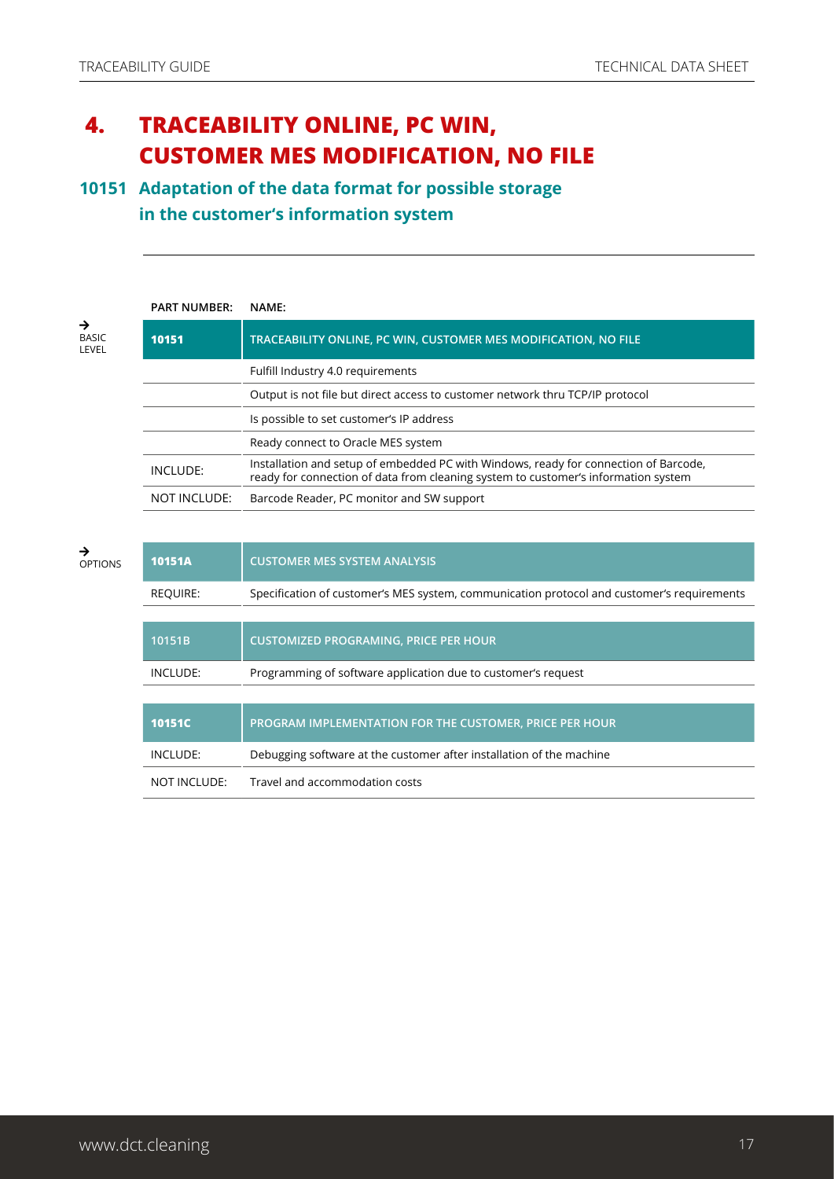# 4. TRACEABILITY ONLINE, PC WIN, CUSTOMER MES MODIFICATION, NO FILE

## 10151 Adaptation of the data format for possible storage in the customer's information system

→ BASIC LEVEL

| PART NUMBER: | NAME: |
|---|---|
| **10151** | **TRACEABILITY ONLINE, PC WIN, CUSTOMER MES MODIFICATION, NO FILE** |
| | Fulfill Industry 4.0 requirements |
| | Output is not file but direct access to customer network thru TCP/IP protocol |
| | Is possible to set customer's IP address |
| | Ready connect to Oracle MES system |
| INCLUDE: | Installation and setup of embedded PC with Windows, ready for connection of Barcode, ready for connection of data from cleaning system to customer's information system |
| NOT INCLUDE: | Barcode Reader, PC monitor and SW support |

→ OPTIONS

| | |
|---|---|
| **10151A** | **CUSTOMER MES SYSTEM ANALYSIS** |
| REQUIRE: | Specification of customer's MES system, communication protocol and customer's requirements |

| | |
|---|---|
| **10151B** | **CUSTOMIZED PROGRAMING, PRICE PER HOUR** |
| INCLUDE: | Programming of software application due to customer's request |

| | |
|---|---|
| **10151C** | **PROGRAM IMPLEMENTATION FOR THE CUSTOMER, PRICE PER HOUR** |
| INCLUDE: | Debugging software at the customer after installation of the machine |
| NOT INCLUDE: | Travel and accommodation costs |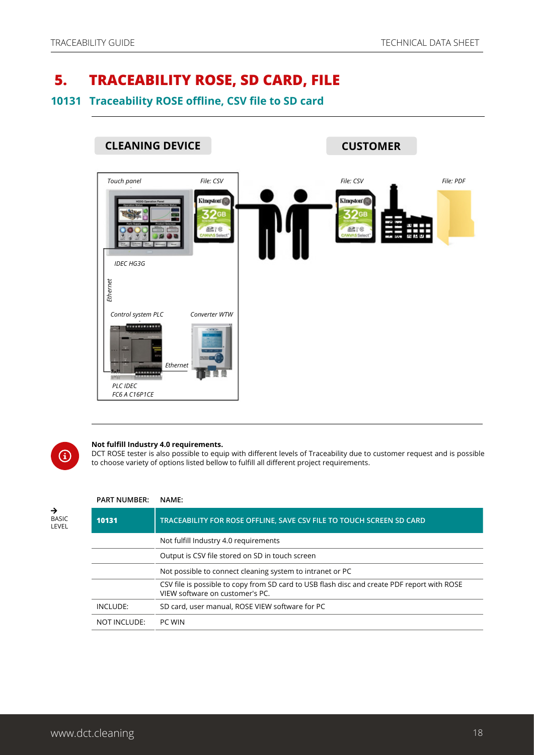# 5. TRACEABILITY ROSE, SD CARD, FILE

## 10131 Traceability ROSE offline, CSV file to SD card

CLEANING DEVICE

CUSTOMER

*Touch panel* *File: CSV* *File: CSV* *File: PDF*

*IDEC HG3G*

*Ethernet*

*Control system PLC* *Converter WTW*

*Ethernet*

*PLC IDEC FC6 A C16P1CE*

**Not fulfill Industry 4.0 requirements.**
DCT ROSE tester is also possible to equip with different levels of Traceability due to customer request and is possible to choose variety of options listed bellow to fulfill all different project requirements.

→ BASIC LEVEL

| PART NUMBER: | NAME: |
|---|---|
| **10131** | **TRACEABILITY FOR ROSE OFFLINE, SAVE CSV FILE TO TOUCH SCREEN SD CARD** |
| | Not fulfill Industry 4.0 requirements |
| | Output is CSV file stored on SD in touch screen |
| | Not possible to connect cleaning system to intranet or PC |
| | CSV file is possible to copy from SD card to USB flash disc and create PDF report with ROSE VIEW software on customer's PC. |
| INCLUDE: | SD card, user manual, ROSE VIEW software for PC |
| NOT INCLUDE: | PC WIN |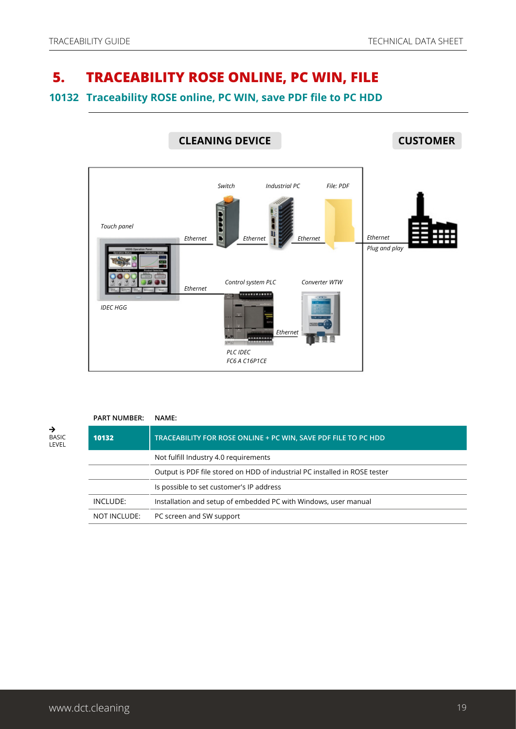# 5. TRACEABILITY ROSE ONLINE, PC WIN, FILE

## 10132 Traceability ROSE online, PC WIN, save PDF file to PC HDD

**CLEANING DEVICE** **CUSTOMER**

*Switch* *Industrial PC* *File: PDF*

*Touch panel*

*Ethernet* *Ethernet* *Ethernet* *Ethernet*

*Plug and play*

*Ethernet* *Control system PLC* *Converter WTW*

*IDEC HGG*

*Ethernet*

*PLC IDEC*
*FC6 A C16P1CE*

→ BASIC LEVEL

| PART NUMBER: | NAME: |
|---|---|
| **10132** | **TRACEABILITY FOR ROSE ONLINE + PC WIN, SAVE PDF FILE TO PC HDD** |
| | Not fulfill Industry 4.0 requirements |
| | Output is PDF file stored on HDD of industrial PC installed in ROSE tester |
| | Is possible to set customer's IP address |
| INCLUDE: | Installation and setup of embedded PC with Windows, user manual |
| NOT INCLUDE: | PC screen and SW support |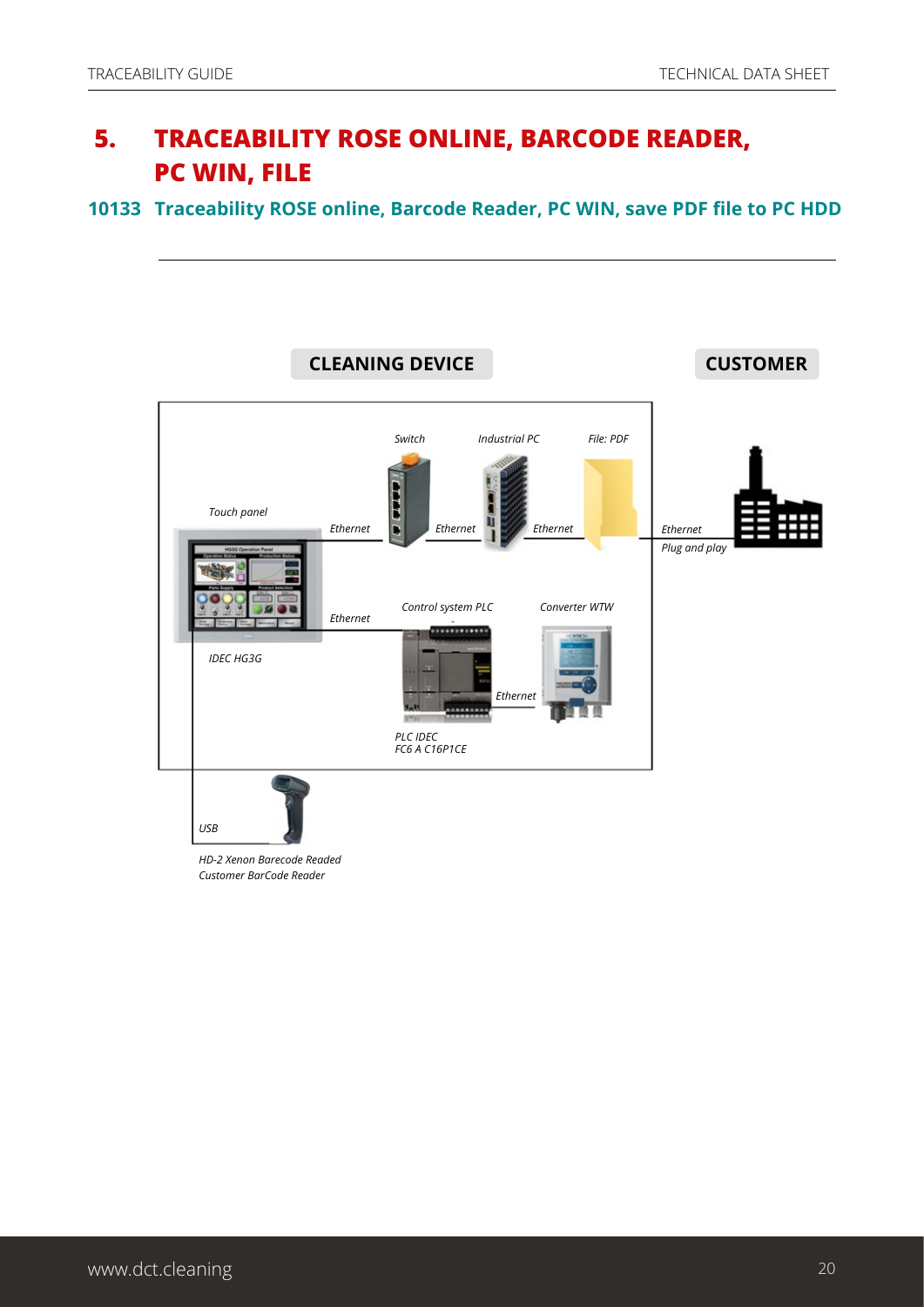# 5. TRACEABILITY ROSE ONLINE, BARCODE READER, PC WIN, FILE

## 10133 Traceability ROSE online, Barcode Reader, PC WIN, save PDF file to PC HDD

**CLEANING DEVICE**

**CUSTOMER**

*Switch*

*Industrial PC*

*File: PDF*

*Touch panel*

*Ethernet*

*Ethernet*

*Ethernet*

*Ethernet*

*Plug and play*

*Control system PLC*

*Converter WTW*

*Ethernet*

*IDEC HG3G*

*Ethernet*

*PLC IDEC*
*FC6 A C16P1CE*

*USB*

*HD-2 Xenon Barecode Readed*
*Customer BarCode Reader*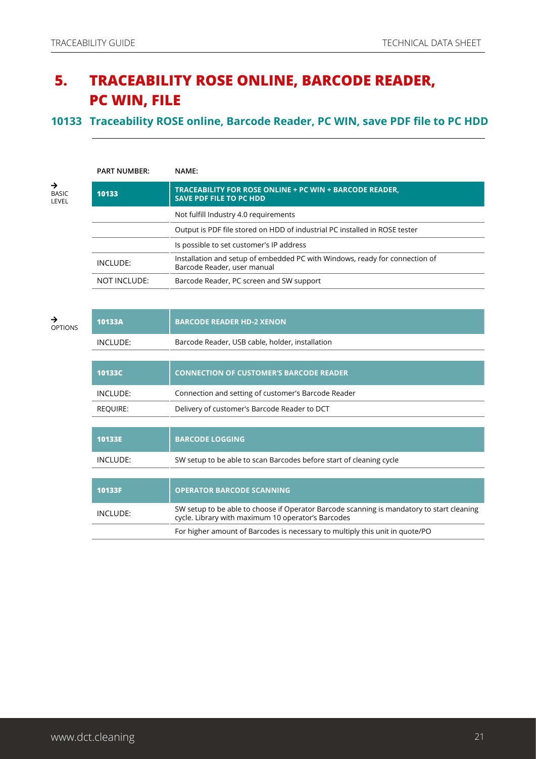# 5. TRACEABILITY ROSE ONLINE, BARCODE READER, PC WIN, FILE

## 10133 Traceability ROSE online, Barcode Reader, PC WIN, save PDF file to PC HDD

→ BASIC LEVEL

| PART NUMBER: | NAME: |
|---|---|
| **10133** | **TRACEABILITY FOR ROSE ONLINE + PC WIN + BARCODE READER, SAVE PDF FILE TO PC HDD** |
| | Not fulfill Industry 4.0 requirements |
| | Output is PDF file stored on HDD of industrial PC installed in ROSE tester |
| | Is possible to set customer's IP address |
| INCLUDE: | Installation and setup of embedded PC with Windows, ready for connection of Barcode Reader, user manual |
| NOT INCLUDE: | Barcode Reader, PC screen and SW support |

→ OPTIONS

| | |
|---|---|
| **10133A** | **BARCODE READER HD-2 XENON** |
| INCLUDE: | Barcode Reader, USB cable, holder, installation |

| | |
|---|---|
| **10133C** | **CONNECTION OF CUSTOMER'S BARCODE READER** |
| INCLUDE: | Connection and setting of customer's Barcode Reader |
| REQUIRE: | Delivery of customer's Barcode Reader to DCT |

| | |
|---|---|
| **10133E** | **BARCODE LOGGING** |
| INCLUDE: | SW setup to be able to scan Barcodes before start of cleaning cycle |

| | |
|---|---|
| **10133F** | **OPERATOR BARCODE SCANNING** |
| INCLUDE: | SW setup to be able to choose if Operator Barcode scanning is mandatory to start cleaning cycle. Library with maximum 10 operator's Barcodes |
| | For higher amount of Barcodes is necessary to multiply this unit in quote/PO |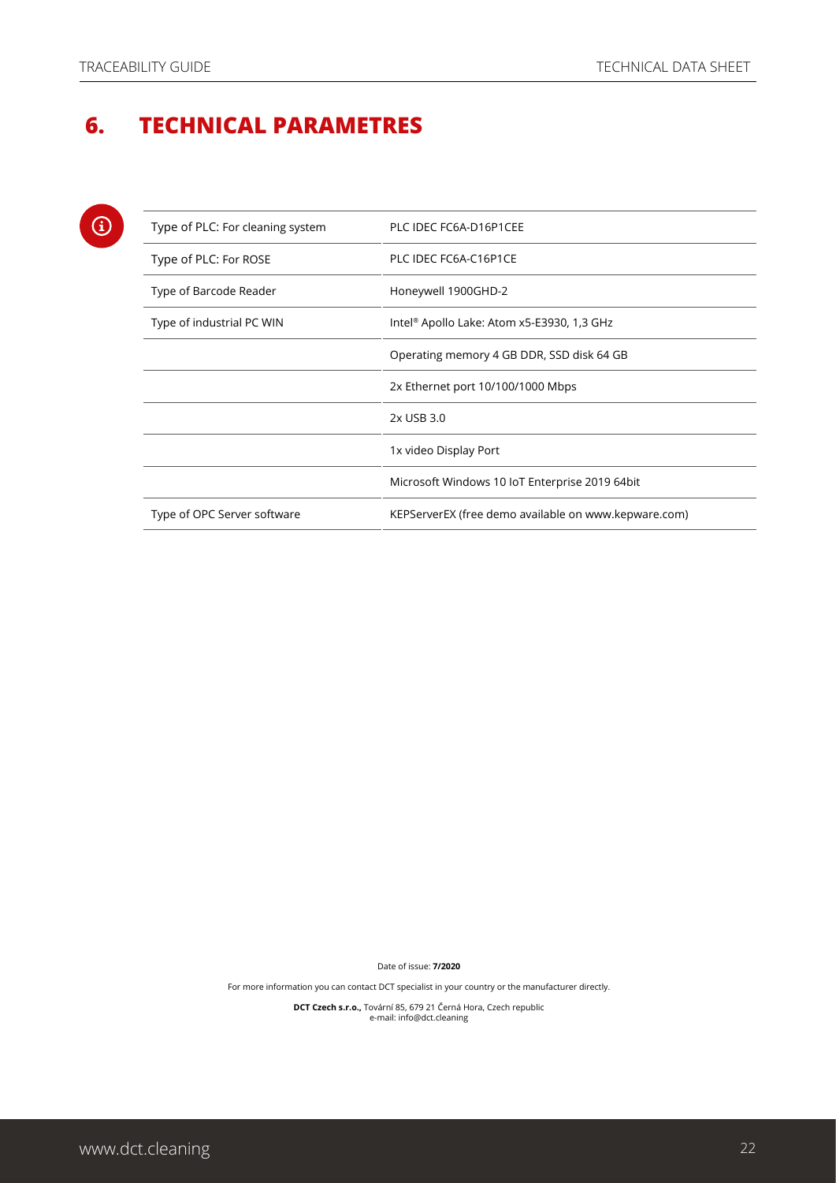# 6. TECHNICAL PARAMETRES

| | |
|---|---|
| Type of PLC: For cleaning system | PLC IDEC FC6A-D16P1CEE |
| Type of PLC: For ROSE | PLC IDEC FC6A-C16P1CE |
| Type of Barcode Reader | Honeywell 1900GHD-2 |
| Type of industrial PC WIN | Intel® Apollo Lake: Atom x5-E3930, 1,3 GHz |
| | Operating memory 4 GB DDR, SSD disk 64 GB |
| | 2x Ethernet port 10/100/1000 Mbps |
| | 2x USB 3.0 |
| | 1x video Display Port |
| | Microsoft Windows 10 IoT Enterprise 2019 64bit |
| Type of OPC Server software | KEPServerEX (free demo available on www.kepware.com) |

Date of issue: **7/2020**

For more information you can contact DCT specialist in your country or the manufacturer directly.

**DCT Czech s.r.o.,** Tovární 85, 679 21 Černá Hora, Czech republic
e-mail: info@dct.cleaning